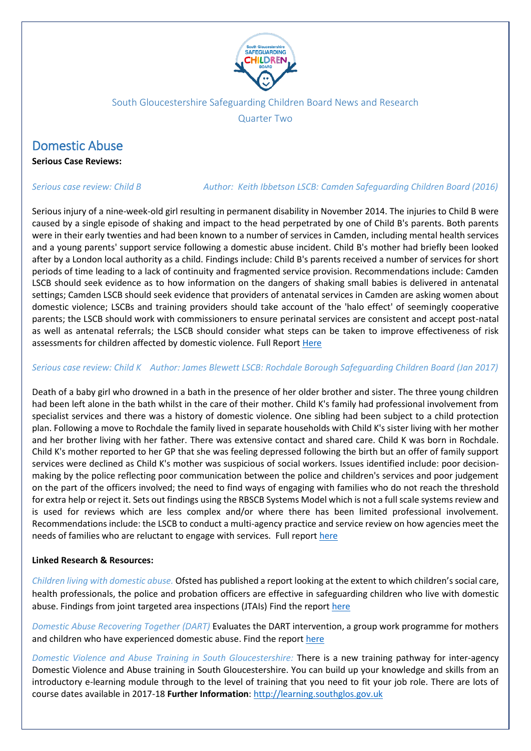South Gloucestershire Safeguarding Children Board News and Research

Quarter Two

# Domestic Abuse

**Serious Case Reviews:**

*Serious case review: Child B* *Author: Keith Ibbetson LSCB: Camden Safeguarding Children Board (2016)*

Serious injury of a nine-week-old girl resulting in permanent disability in November 2014. The injuries to Child B were caused by a single episode of shaking and impact to the head perpetrated by one of Child B's parents. Both parents were in their early twenties and had been known to a number of services in Camden, including mental health services and a young parents' support service following a domestic abuse incident. Child B's mother had briefly been looked after by a London local authority as a child. Findings include: Child B's parents received a number of services for short periods of time leading to a lack of continuity and fragmented service provision. Recommendations include: Camden LSCB should seek evidence as to how information on the dangers of shaking small babies is delivered in antenatal settings; Camden LSCB should seek evidence that providers of antenatal services in Camden are asking women about domestic violence; LSCBs and training providers should take account of the 'halo effect' of seemingly cooperative parents; the LSCB should work with commissioners to ensure perinatal services are consistent and accept post-natal as well as antenatal referrals; the LSCB should consider what steps can be taken to improve effectiveness of risk assessments for children affected by domestic violence. Full Report Here

*Serious case review: Child K* *Author: James Blewett LSCB: Rochdale Borough Safeguarding Children Board (Jan 2017)*

Death of a baby girl who drowned in a bath in the presence of her older brother and sister. The three young children had been left alone in the bath whilst in the care of their mother. Child K's family had professional involvement from specialist services and there was a history of domestic violence. One sibling had been subject to a child protection plan. Following a move to Rochdale the family lived in separate households with Child K's sister living with her mother and her brother living with her father. There was extensive contact and shared care. Child K was born in Rochdale. Child K's mother reported to her GP that she was feeling depressed following the birth but an offer of family support services were declined as Child K's mother was suspicious of social workers. Issues identified include: poor decision-making by the police reflecting poor communication between the police and children's services and poor judgement on the part of the officers involved; the need to find ways of engaging with families who do not reach the threshold for extra help or reject it. Sets out findings using the RBSCB Systems Model which is not a full scale systems review and is used for reviews which are less complex and/or where there has been limited professional involvement. Recommendations include: the LSCB to conduct a multi-agency practice and service review on how agencies meet the needs of families who are reluctant to engage with services. Full report here

**Linked Research & Resources:**

*Children living with domestic abuse.* Ofsted has published a report looking at the extent to which children's social care, health professionals, the police and probation officers are effective in safeguarding children who live with domestic abuse. Findings from joint targeted area inspections (JTAIs) Find the report here

*Domestic Abuse Recovering Together (DART)* Evaluates the DART intervention, a group work programme for mothers and children who have experienced domestic abuse. Find the report here

*Domestic Violence and Abuse Training in South Gloucestershire:* There is a new training pathway for inter-agency Domestic Violence and Abuse training in South Gloucestershire. You can build up your knowledge and skills from an introductory e-learning module through to the level of training that you need to fit your job role. There are lots of course dates available in 2017-18 **Further Information**: http://learning.southglos.gov.uk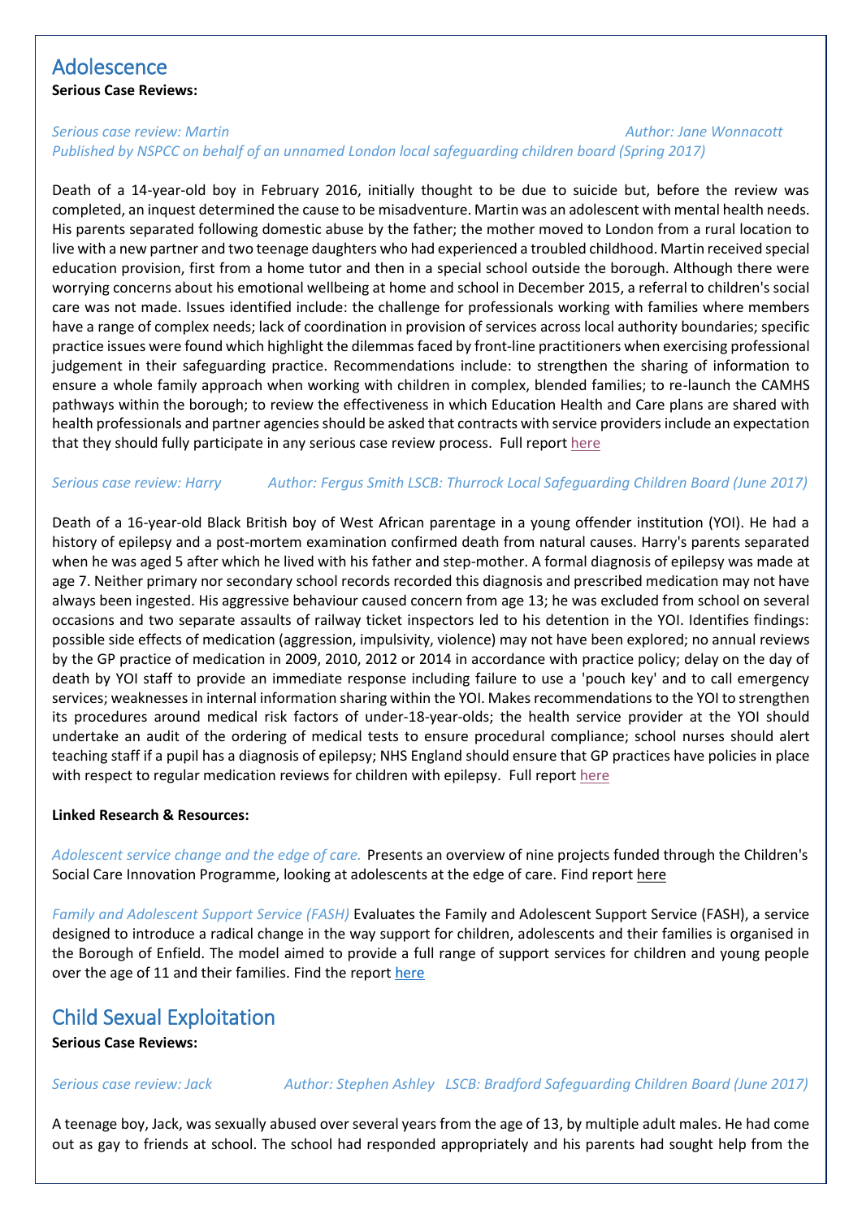## Adolescence

**Serious Case Reviews:**

*Serious case review: Martin* *Author: Jane Wonnacott*
*Published by NSPCC on behalf of an unnamed London local safeguarding children board (Spring 2017)*

Death of a 14-year-old boy in February 2016, initially thought to be due to suicide but, before the review was completed, an inquest determined the cause to be misadventure. Martin was an adolescent with mental health needs. His parents separated following domestic abuse by the father; the mother moved to London from a rural location to live with a new partner and two teenage daughters who had experienced a troubled childhood. Martin received special education provision, first from a home tutor and then in a special school outside the borough. Although there were worrying concerns about his emotional wellbeing at home and school in December 2015, a referral to children's social care was not made. Issues identified include: the challenge for professionals working with families where members have a range of complex needs; lack of coordination in provision of services across local authority boundaries; specific practice issues were found which highlight the dilemmas faced by front-line practitioners when exercising professional judgement in their safeguarding practice. Recommendations include: to strengthen the sharing of information to ensure a whole family approach when working with children in complex, blended families; to re-launch the CAMHS pathways within the borough; to review the effectiveness in which Education Health and Care plans are shared with health professionals and partner agencies should be asked that contracts with service providers include an expectation that they should fully participate in any serious case review process. Full report here

*Serious case review: Harry* *Author: Fergus Smith LSCB: Thurrock Local Safeguarding Children Board (June 2017)*

Death of a 16-year-old Black British boy of West African parentage in a young offender institution (YOI). He had a history of epilepsy and a post-mortem examination confirmed death from natural causes. Harry's parents separated when he was aged 5 after which he lived with his father and step-mother. A formal diagnosis of epilepsy was made at age 7. Neither primary nor secondary school records recorded this diagnosis and prescribed medication may not have always been ingested. His aggressive behaviour caused concern from age 13; he was excluded from school on several occasions and two separate assaults of railway ticket inspectors led to his detention in the YOI. Identifies findings: possible side effects of medication (aggression, impulsivity, violence) may not have been explored; no annual reviews by the GP practice of medication in 2009, 2010, 2012 or 2014 in accordance with practice policy; delay on the day of death by YOI staff to provide an immediate response including failure to use a 'pouch key' and to call emergency services; weaknesses in internal information sharing within the YOI. Makes recommendations to the YOI to strengthen its procedures around medical risk factors of under-18-year-olds; the health service provider at the YOI should undertake an audit of the ordering of medical tests to ensure procedural compliance; school nurses should alert teaching staff if a pupil has a diagnosis of epilepsy; NHS England should ensure that GP practices have policies in place with respect to regular medication reviews for children with epilepsy. Full report here

**Linked Research & Resources:**

*Adolescent service change and the edge of care.* Presents an overview of nine projects funded through the Children's Social Care Innovation Programme, looking at adolescents at the edge of care. Find report here

*Family and Adolescent Support Service (FASH)* Evaluates the Family and Adolescent Support Service (FASH), a service designed to introduce a radical change in the way support for children, adolescents and their families is organised in the Borough of Enfield. The model aimed to provide a full range of support services for children and young people over the age of 11 and their families. Find the report here

## Child Sexual Exploitation

**Serious Case Reviews:**

*Serious case review: Jack* *Author: Stephen Ashley LSCB: Bradford Safeguarding Children Board (June 2017)*

A teenage boy, Jack, was sexually abused over several years from the age of 13, by multiple adult males. He had come out as gay to friends at school. The school had responded appropriately and his parents had sought help from the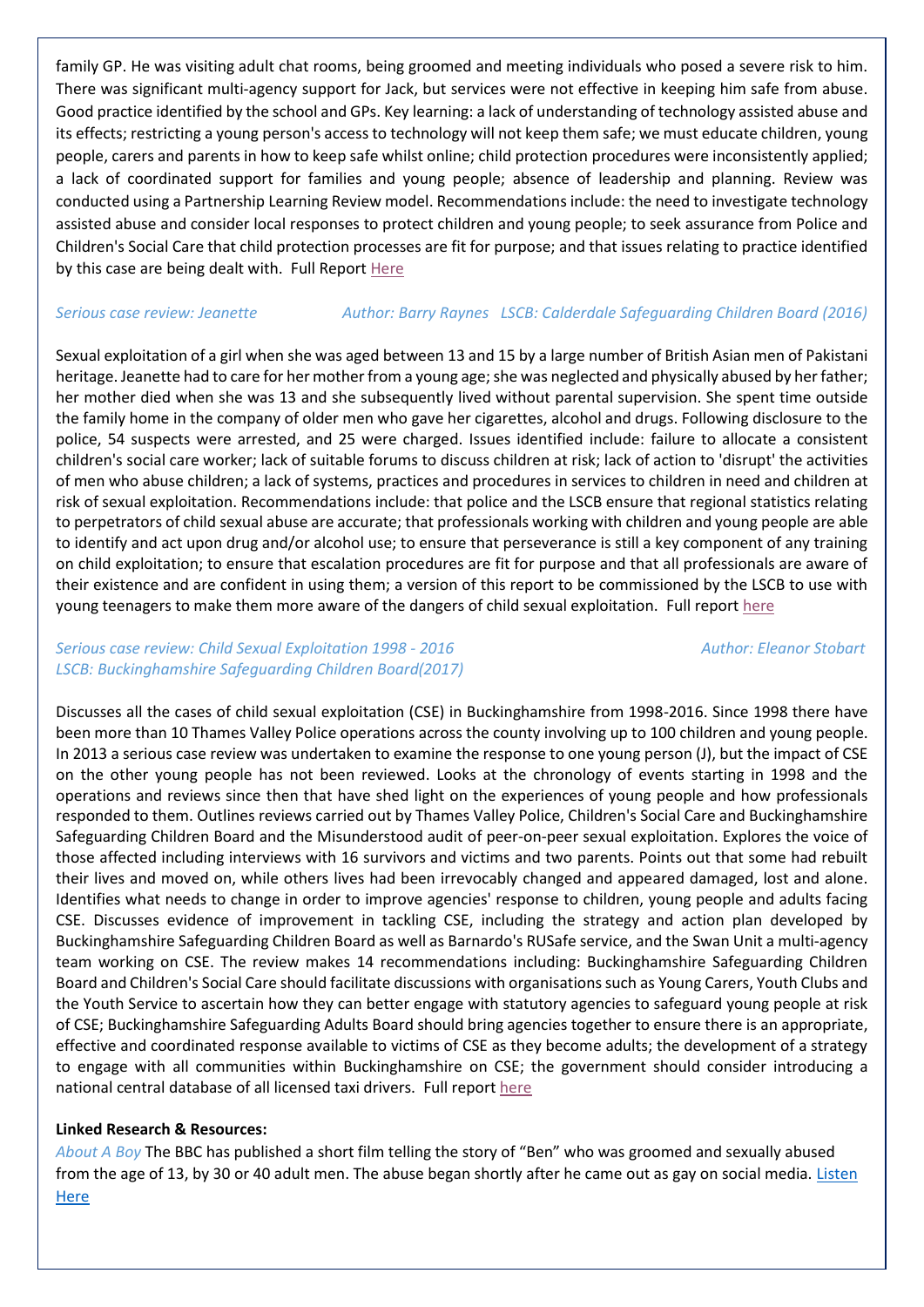family GP. He was visiting adult chat rooms, being groomed and meeting individuals who posed a severe risk to him. There was significant multi-agency support for Jack, but services were not effective in keeping him safe from abuse. Good practice identified by the school and GPs. Key learning: a lack of understanding of technology assisted abuse and its effects; restricting a young person's access to technology will not keep them safe; we must educate children, young people, carers and parents in how to keep safe whilst online; child protection procedures were inconsistently applied; a lack of coordinated support for families and young people; absence of leadership and planning. Review was conducted using a Partnership Learning Review model. Recommendations include: the need to investigate technology assisted abuse and consider local responses to protect children and young people; to seek assurance from Police and Children's Social Care that child protection processes are fit for purpose; and that issues relating to practice identified by this case are being dealt with. Full Report Here

*Serious case review: Jeanette* *Author: Barry Raynes* *LSCB: Calderdale Safeguarding Children Board (2016)*

Sexual exploitation of a girl when she was aged between 13 and 15 by a large number of British Asian men of Pakistani heritage. Jeanette had to care for her mother from a young age; she was neglected and physically abused by her father; her mother died when she was 13 and she subsequently lived without parental supervision. She spent time outside the family home in the company of older men who gave her cigarettes, alcohol and drugs. Following disclosure to the police, 54 suspects were arrested, and 25 were charged. Issues identified include: failure to allocate a consistent children's social care worker; lack of suitable forums to discuss children at risk; lack of action to 'disrupt' the activities of men who abuse children; a lack of systems, practices and procedures in services to children in need and children at risk of sexual exploitation. Recommendations include: that police and the LSCB ensure that regional statistics relating to perpetrators of child sexual abuse are accurate; that professionals working with children and young people are able to identify and act upon drug and/or alcohol use; to ensure that perseverance is still a key component of any training on child exploitation; to ensure that escalation procedures are fit for purpose and that all professionals are aware of their existence and are confident in using them; a version of this report to be commissioned by the LSCB to use with young teenagers to make them more aware of the dangers of child sexual exploitation. Full report here

*Serious case review: Child Sexual Exploitation 1998 - 2016* *Author: Eleanor Stobart*
*LSCB: Buckinghamshire Safeguarding Children Board(2017)*

Discusses all the cases of child sexual exploitation (CSE) in Buckinghamshire from 1998-2016. Since 1998 there have been more than 10 Thames Valley Police operations across the county involving up to 100 children and young people. In 2013 a serious case review was undertaken to examine the response to one young person (J), but the impact of CSE on the other young people has not been reviewed. Looks at the chronology of events starting in 1998 and the operations and reviews since then that have shed light on the experiences of young people and how professionals responded to them. Outlines reviews carried out by Thames Valley Police, Children's Social Care and Buckinghamshire Safeguarding Children Board and the Misunderstood audit of peer-on-peer sexual exploitation. Explores the voice of those affected including interviews with 16 survivors and victims and two parents. Points out that some had rebuilt their lives and moved on, while others lives had been irrevocably changed and appeared damaged, lost and alone. Identifies what needs to change in order to improve agencies' response to children, young people and adults facing CSE. Discusses evidence of improvement in tackling CSE, including the strategy and action plan developed by Buckinghamshire Safeguarding Children Board as well as Barnardo's RUSafe service, and the Swan Unit a multi-agency team working on CSE. The review makes 14 recommendations including: Buckinghamshire Safeguarding Children Board and Children's Social Care should facilitate discussions with organisations such as Young Carers, Youth Clubs and the Youth Service to ascertain how they can better engage with statutory agencies to safeguard young people at risk of CSE; Buckinghamshire Safeguarding Adults Board should bring agencies together to ensure there is an appropriate, effective and coordinated response available to victims of CSE as they become adults; the development of a strategy to engage with all communities within Buckinghamshire on CSE; the government should consider introducing a national central database of all licensed taxi drivers. Full report here

**Linked Research & Resources:**

*About A Boy* The BBC has published a short film telling the story of "Ben" who was groomed and sexually abused from the age of 13, by 30 or 40 adult men. The abuse began shortly after he came out as gay on social media. Listen Here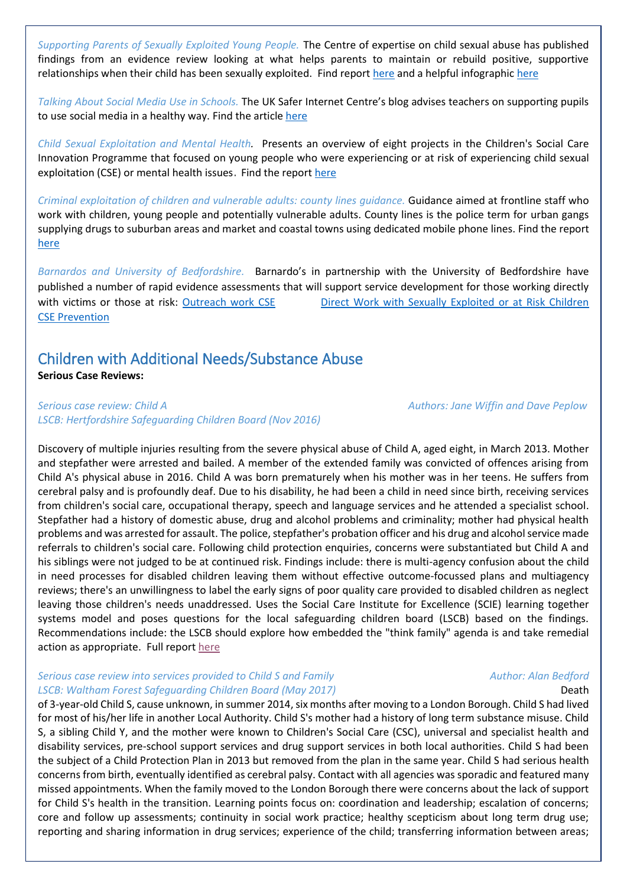*Supporting Parents of Sexually Exploited Young People.* The Centre of expertise on child sexual abuse has published findings from an evidence review looking at what helps parents to maintain or rebuild positive, supportive relationships when their child has been sexually exploited. Find report here and a helpful infographic here

*Talking About Social Media Use in Schools.* The UK Safer Internet Centre's blog advises teachers on supporting pupils to use social media in a healthy way. Find the article here

*Child Sexual Exploitation and Mental Health.* Presents an overview of eight projects in the Children's Social Care Innovation Programme that focused on young people who were experiencing or at risk of experiencing child sexual exploitation (CSE) or mental health issues. Find the report here

*Criminal exploitation of children and vulnerable adults: county lines guidance.* Guidance aimed at frontline staff who work with children, young people and potentially vulnerable adults. County lines is the police term for urban gangs supplying drugs to suburban areas and market and coastal towns using dedicated mobile phone lines. Find the report here

*Barnardos and University of Bedfordshire.* Barnardo's in partnership with the University of Bedfordshire have published a number of rapid evidence assessments that will support service development for those working directly with victims or those at risk: Outreach work CSE Direct Work with Sexually Exploited or at Risk Children CSE Prevention

## Children with Additional Needs/Substance Abuse

**Serious Case Reviews:**

*Serious case review: Child A* *Authors: Jane Wiffin and Dave Peplow*
*LSCB: Hertfordshire Safeguarding Children Board (Nov 2016)*

Discovery of multiple injuries resulting from the severe physical abuse of Child A, aged eight, in March 2013. Mother and stepfather were arrested and bailed. A member of the extended family was convicted of offences arising from Child A's physical abuse in 2016. Child A was born prematurely when his mother was in her teens. He suffers from cerebral palsy and is profoundly deaf. Due to his disability, he had been a child in need since birth, receiving services from children's social care, occupational therapy, speech and language services and he attended a specialist school. Stepfather had a history of domestic abuse, drug and alcohol problems and criminality; mother had physical health problems and was arrested for assault. The police, stepfather's probation officer and his drug and alcohol service made referrals to children's social care. Following child protection enquiries, concerns were substantiated but Child A and his siblings were not judged to be at continued risk. Findings include: there is multi-agency confusion about the child in need processes for disabled children leaving them without effective outcome-focussed plans and multiagency reviews; there's an unwillingness to label the early signs of poor quality care provided to disabled children as neglect leaving those children's needs unaddressed. Uses the Social Care Institute for Excellence (SCIE) learning together systems model and poses questions for the local safeguarding children board (LSCB) based on the findings. Recommendations include: the LSCB should explore how embedded the "think family" agenda is and take remedial action as appropriate. Full report here

*Serious case review into services provided to Child S and Family* *Author: Alan Bedford*
*LSCB: Waltham Forest Safeguarding Children Board (May 2017)*

Death of 3-year-old Child S, cause unknown, in summer 2014, six months after moving to a London Borough. Child S had lived for most of his/her life in another Local Authority. Child S's mother had a history of long term substance misuse. Child S, a sibling Child Y, and the mother were known to Children's Social Care (CSC), universal and specialist health and disability services, pre-school support services and drug support services in both local authorities. Child S had been the subject of a Child Protection Plan in 2013 but removed from the plan in the same year. Child S had serious health concerns from birth, eventually identified as cerebral palsy. Contact with all agencies was sporadic and featured many missed appointments. When the family moved to the London Borough there were concerns about the lack of support for Child S's health in the transition. Learning points focus on: coordination and leadership; escalation of concerns; core and follow up assessments; continuity in social work practice; healthy scepticism about long term drug use; reporting and sharing information in drug services; experience of the child; transferring information between areas;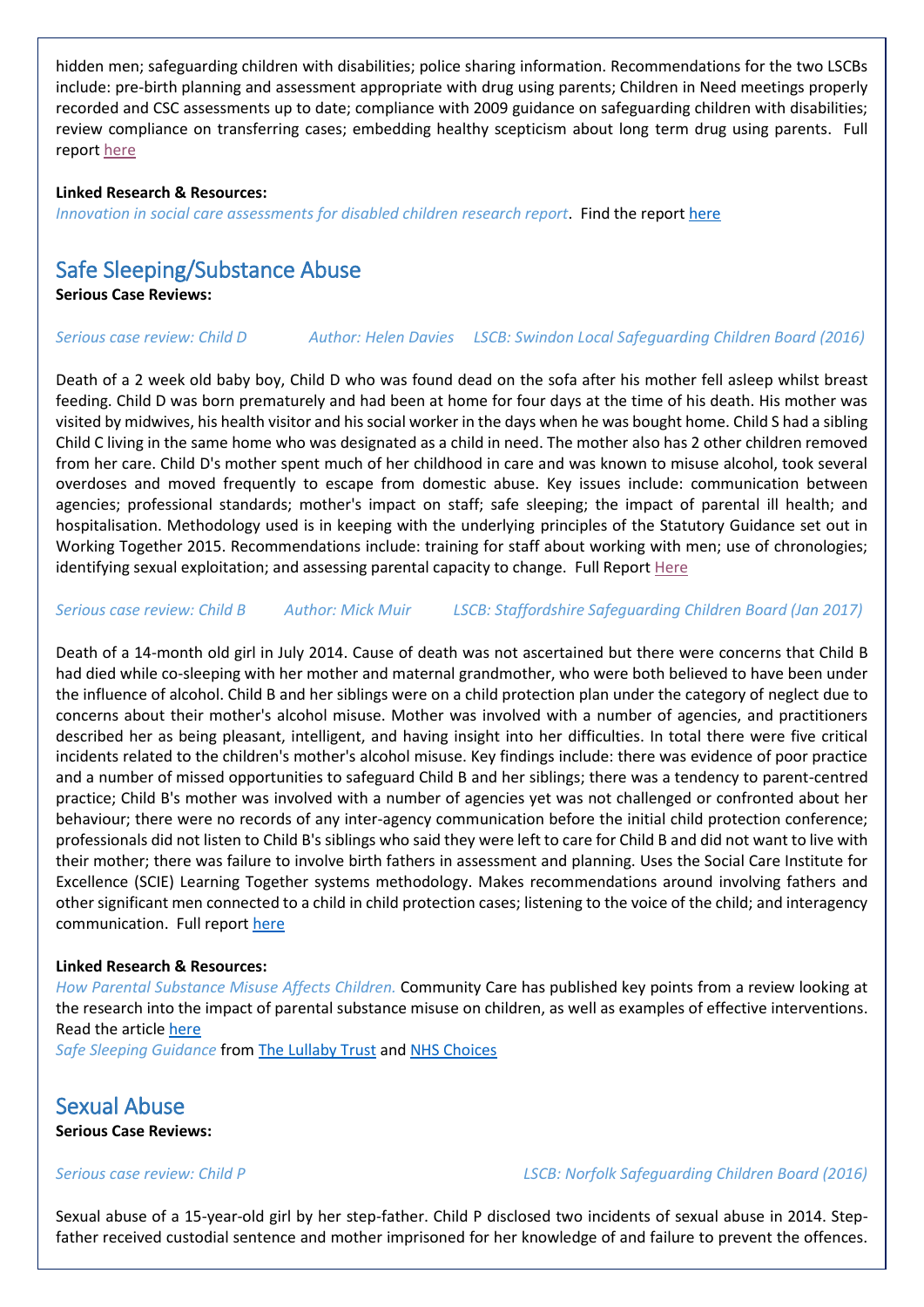hidden men; safeguarding children with disabilities; police sharing information. Recommendations for the two LSCBs include: pre-birth planning and assessment appropriate with drug using parents; Children in Need meetings properly recorded and CSC assessments up to date; compliance with 2009 guidance on safeguarding children with disabilities; review compliance on transferring cases; embedding healthy scepticism about long term drug using parents. Full report here

**Linked Research & Resources:**
*Innovation in social care assessments for disabled children research report*. Find the report here

## Safe Sleeping/Substance Abuse

**Serious Case Reviews:**

*Serious case review: Child D Author: Helen Davies LSCB: Swindon Local Safeguarding Children Board (2016)*

Death of a 2 week old baby boy, Child D who was found dead on the sofa after his mother fell asleep whilst breast feeding. Child D was born prematurely and had been at home for four days at the time of his death. His mother was visited by midwives, his health visitor and his social worker in the days when he was bought home. Child S had a sibling Child C living in the same home who was designated as a child in need. The mother also has 2 other children removed from her care. Child D's mother spent much of her childhood in care and was known to misuse alcohol, took several overdoses and moved frequently to escape from domestic abuse. Key issues include: communication between agencies; professional standards; mother's impact on staff; safe sleeping; the impact of parental ill health; and hospitalisation. Methodology used is in keeping with the underlying principles of the Statutory Guidance set out in Working Together 2015. Recommendations include: training for staff about working with men; use of chronologies; identifying sexual exploitation; and assessing parental capacity to change. Full Report Here

*Serious case review: Child B Author: Mick Muir LSCB: Staffordshire Safeguarding Children Board (Jan 2017)*

Death of a 14-month old girl in July 2014. Cause of death was not ascertained but there were concerns that Child B had died while co-sleeping with her mother and maternal grandmother, who were both believed to have been under the influence of alcohol. Child B and her siblings were on a child protection plan under the category of neglect due to concerns about their mother's alcohol misuse. Mother was involved with a number of agencies, and practitioners described her as being pleasant, intelligent, and having insight into her difficulties. In total there were five critical incidents related to the children's mother's alcohol misuse. Key findings include: there was evidence of poor practice and a number of missed opportunities to safeguard Child B and her siblings; there was a tendency to parent-centred practice; Child B's mother was involved with a number of agencies yet was not challenged or confronted about her behaviour; there were no records of any inter-agency communication before the initial child protection conference; professionals did not listen to Child B's siblings who said they were left to care for Child B and did not want to live with their mother; there was failure to involve birth fathers in assessment and planning. Uses the Social Care Institute for Excellence (SCIE) Learning Together systems methodology. Makes recommendations around involving fathers and other significant men connected to a child in child protection cases; listening to the voice of the child; and interagency communication. Full report here

**Linked Research & Resources:**
*How Parental Substance Misuse Affects Children.* Community Care has published key points from a review looking at the research into the impact of parental substance misuse on children, as well as examples of effective interventions. Read the article here
*Safe Sleeping Guidance* from The Lullaby Trust and NHS Choices

## Sexual Abuse

**Serious Case Reviews:**

*Serious case review: Child P LSCB: Norfolk Safeguarding Children Board (2016)*

Sexual abuse of a 15-year-old girl by her step-father. Child P disclosed two incidents of sexual abuse in 2014. Step-father received custodial sentence and mother imprisoned for her knowledge of and failure to prevent the offences.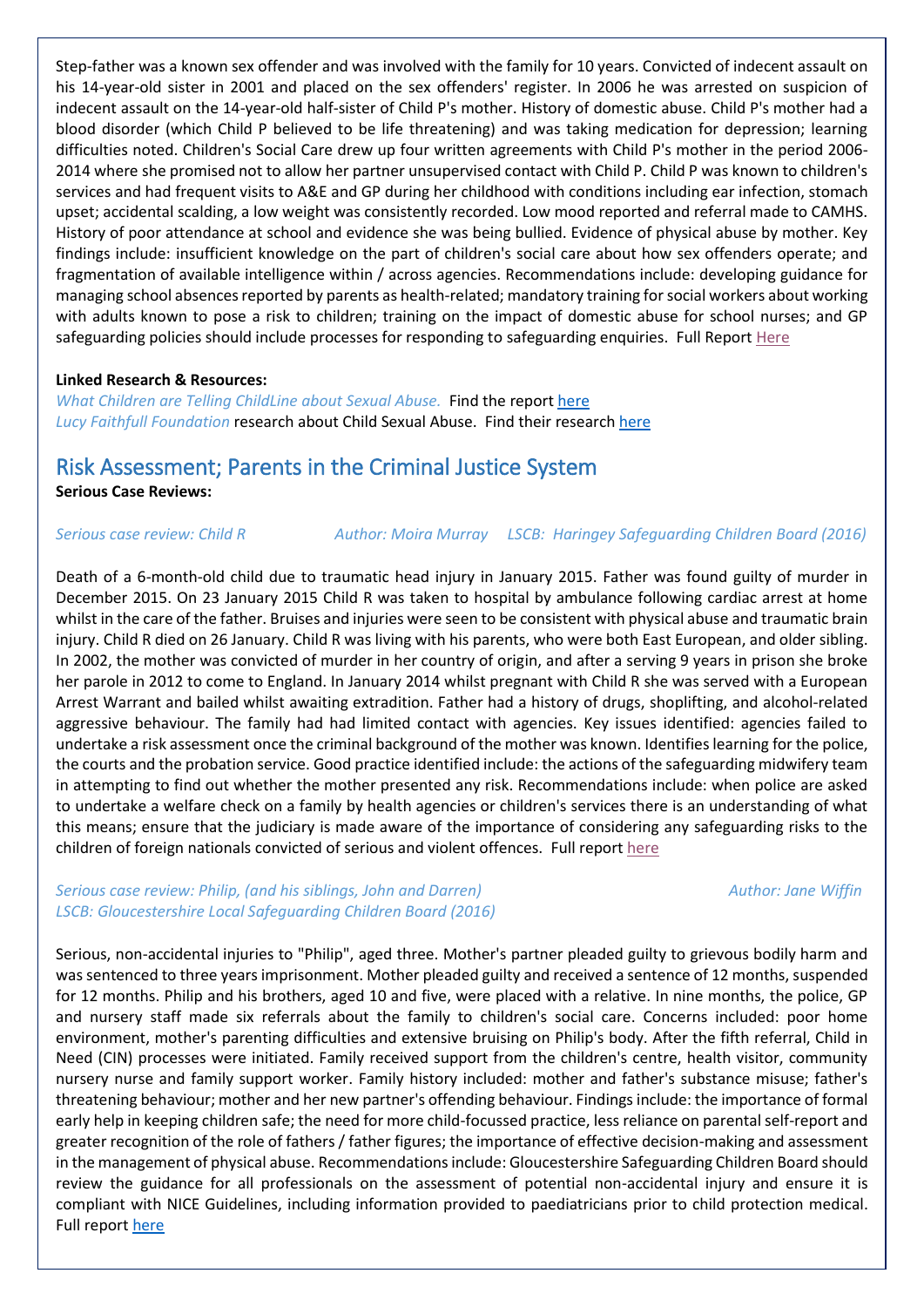Step-father was a known sex offender and was involved with the family for 10 years. Convicted of indecent assault on his 14-year-old sister in 2001 and placed on the sex offenders' register. In 2006 he was arrested on suspicion of indecent assault on the 14-year-old half-sister of Child P's mother. History of domestic abuse. Child P's mother had a blood disorder (which Child P believed to be life threatening) and was taking medication for depression; learning difficulties noted. Children's Social Care drew up four written agreements with Child P's mother in the period 2006-2014 where she promised not to allow her partner unsupervised contact with Child P. Child P was known to children's services and had frequent visits to A&E and GP during her childhood with conditions including ear infection, stomach upset; accidental scalding, a low weight was consistently recorded. Low mood reported and referral made to CAMHS. History of poor attendance at school and evidence she was being bullied. Evidence of physical abuse by mother. Key findings include: insufficient knowledge on the part of children's social care about how sex offenders operate; and fragmentation of available intelligence within / across agencies. Recommendations include: developing guidance for managing school absences reported by parents as health-related; mandatory training for social workers about working with adults known to pose a risk to children; training on the impact of domestic abuse for school nurses; and GP safeguarding policies should include processes for responding to safeguarding enquiries. Full Report Here

**Linked Research & Resources:**

*What Children are Telling ChildLine about Sexual Abuse.* Find the report here
*Lucy Faithfull Foundation* research about Child Sexual Abuse. Find their research here

## Risk Assessment; Parents in the Criminal Justice System

**Serious Case Reviews:**

*Serious case review: Child R* *Author: Moira Murray* *LSCB: Haringey Safeguarding Children Board (2016)*

Death of a 6-month-old child due to traumatic head injury in January 2015. Father was found guilty of murder in December 2015. On 23 January 2015 Child R was taken to hospital by ambulance following cardiac arrest at home whilst in the care of the father. Bruises and injuries were seen to be consistent with physical abuse and traumatic brain injury. Child R died on 26 January. Child R was living with his parents, who were both East European, and older sibling. In 2002, the mother was convicted of murder in her country of origin, and after a serving 9 years in prison she broke her parole in 2012 to come to England. In January 2014 whilst pregnant with Child R she was served with a European Arrest Warrant and bailed whilst awaiting extradition. Father had a history of drugs, shoplifting, and alcohol-related aggressive behaviour. The family had had limited contact with agencies. Key issues identified: agencies failed to undertake a risk assessment once the criminal background of the mother was known. Identifies learning for the police, the courts and the probation service. Good practice identified include: the actions of the safeguarding midwifery team in attempting to find out whether the mother presented any risk. Recommendations include: when police are asked to undertake a welfare check on a family by health agencies or children's services there is an understanding of what this means; ensure that the judiciary is made aware of the importance of considering any safeguarding risks to the children of foreign nationals convicted of serious and violent offences. Full report here

*Serious case review: Philip, (and his siblings, John and Darren)* *Author: Jane Wiffin*
*LSCB: Gloucestershire Local Safeguarding Children Board (2016)*

Serious, non-accidental injuries to "Philip", aged three. Mother's partner pleaded guilty to grievous bodily harm and was sentenced to three years imprisonment. Mother pleaded guilty and received a sentence of 12 months, suspended for 12 months. Philip and his brothers, aged 10 and five, were placed with a relative. In nine months, the police, GP and nursery staff made six referrals about the family to children's social care. Concerns included: poor home environment, mother's parenting difficulties and extensive bruising on Philip's body. After the fifth referral, Child in Need (CIN) processes were initiated. Family received support from the children's centre, health visitor, community nursery nurse and family support worker. Family history included: mother and father's substance misuse; father's threatening behaviour; mother and her new partner's offending behaviour. Findings include: the importance of formal early help in keeping children safe; the need for more child-focussed practice, less reliance on parental self-report and greater recognition of the role of fathers / father figures; the importance of effective decision-making and assessment in the management of physical abuse. Recommendations include: Gloucestershire Safeguarding Children Board should review the guidance for all professionals on the assessment of potential non-accidental injury and ensure it is compliant with NICE Guidelines, including information provided to paediatricians prior to child protection medical. Full report here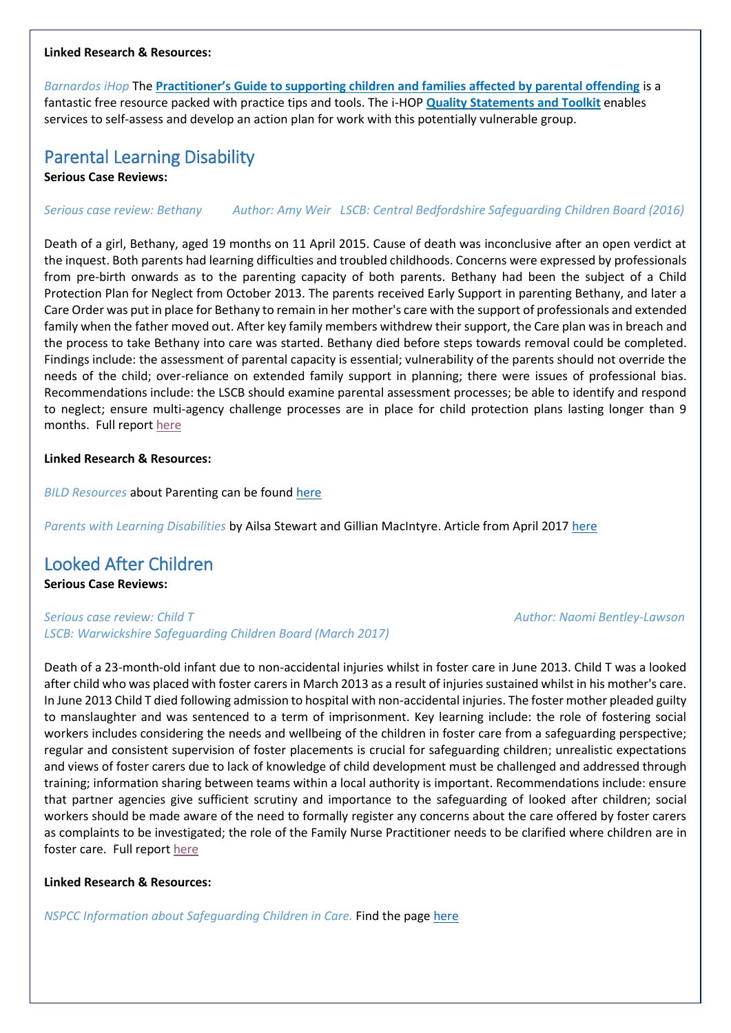**Linked Research & Resources:**

*Barnardos iHop* The **Practitioner's Guide to supporting children and families affected by parental offending** is a fantastic free resource packed with practice tips and tools. The i-HOP **Quality Statements and Toolkit** enables services to self-assess and develop an action plan for work with this potentially vulnerable group.

## Parental Learning Disability

**Serious Case Reviews:**

*Serious case review: Bethany* *Author: Amy Weir* *LSCB: Central Bedfordshire Safeguarding Children Board (2016)*

Death of a girl, Bethany, aged 19 months on 11 April 2015. Cause of death was inconclusive after an open verdict at the inquest. Both parents had learning difficulties and troubled childhoods. Concerns were expressed by professionals from pre-birth onwards as to the parenting capacity of both parents. Bethany had been the subject of a Child Protection Plan for Neglect from October 2013. The parents received Early Support in parenting Bethany, and later a Care Order was put in place for Bethany to remain in her mother's care with the support of professionals and extended family when the father moved out. After key family members withdrew their support, the Care plan was in breach and the process to take Bethany into care was started. Bethany died before steps towards removal could be completed. Findings include: the assessment of parental capacity is essential; vulnerability of the parents should not override the needs of the child; over-reliance on extended family support in planning; there were issues of professional bias. Recommendations include: the LSCB should examine parental assessment processes; be able to identify and respond to neglect; ensure multi-agency challenge processes are in place for child protection plans lasting longer than 9 months. Full report here

**Linked Research & Resources:**

*BILD Resources* about Parenting can be found here

*Parents with Learning Disabilities* by Ailsa Stewart and Gillian MacIntyre. Article from April 2017 here

## Looked After Children

**Serious Case Reviews:**

*Serious case review: Child T* *Author: Naomi Bentley-Lawson*
*LSCB: Warwickshire Safeguarding Children Board (March 2017)*

Death of a 23-month-old infant due to non-accidental injuries whilst in foster care in June 2013. Child T was a looked after child who was placed with foster carers in March 2013 as a result of injuries sustained whilst in his mother's care. In June 2013 Child T died following admission to hospital with non-accidental injuries. The foster mother pleaded guilty to manslaughter and was sentenced to a term of imprisonment. Key learning include: the role of fostering social workers includes considering the needs and wellbeing of the children in foster care from a safeguarding perspective; regular and consistent supervision of foster placements is crucial for safeguarding children; unrealistic expectations and views of foster carers due to lack of knowledge of child development must be challenged and addressed through training; information sharing between teams within a local authority is important. Recommendations include: ensure that partner agencies give sufficient scrutiny and importance to the safeguarding of looked after children; social workers should be made aware of the need to formally register any concerns about the care offered by foster carers as complaints to be investigated; the role of the Family Nurse Practitioner needs to be clarified where children are in foster care. Full report here

**Linked Research & Resources:**

*NSPCC Information about Safeguarding Children in Care.* Find the page here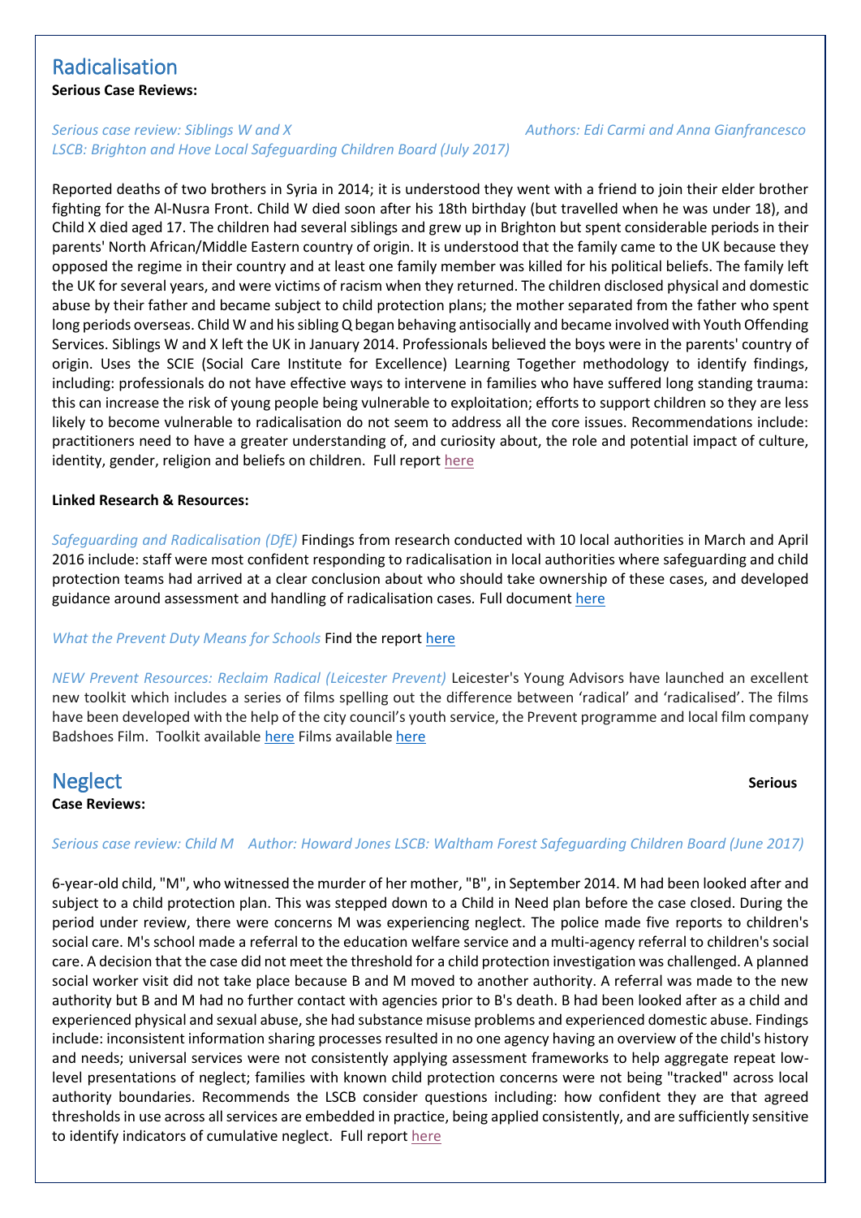## Radicalisation

**Serious Case Reviews:**

*Serious case review: Siblings W and X* *Authors: Edi Carmi and Anna Gianfrancesco*
*LSCB: Brighton and Hove Local Safeguarding Children Board (July 2017)*

Reported deaths of two brothers in Syria in 2014; it is understood they went with a friend to join their elder brother fighting for the Al-Nusra Front. Child W died soon after his 18th birthday (but travelled when he was under 18), and Child X died aged 17. The children had several siblings and grew up in Brighton but spent considerable periods in their parents' North African/Middle Eastern country of origin. It is understood that the family came to the UK because they opposed the regime in their country and at least one family member was killed for his political beliefs. The family left the UK for several years, and were victims of racism when they returned. The children disclosed physical and domestic abuse by their father and became subject to child protection plans; the mother separated from the father who spent long periods overseas. Child W and his sibling Q began behaving antisocially and became involved with Youth Offending Services. Siblings W and X left the UK in January 2014. Professionals believed the boys were in the parents' country of origin. Uses the SCIE (Social Care Institute for Excellence) Learning Together methodology to identify findings, including: professionals do not have effective ways to intervene in families who have suffered long standing trauma: this can increase the risk of young people being vulnerable to exploitation; efforts to support children so they are less likely to become vulnerable to radicalisation do not seem to address all the core issues. Recommendations include: practitioners need to have a greater understanding of, and curiosity about, the role and potential impact of culture, identity, gender, religion and beliefs on children. Full report here

**Linked Research & Resources:**

*Safeguarding and Radicalisation (DfE)* Findings from research conducted with 10 local authorities in March and April 2016 include: staff were most confident responding to radicalisation in local authorities where safeguarding and child protection teams had arrived at a clear conclusion about who should take ownership of these cases, and developed guidance around assessment and handling of radicalisation cases. Full document here

*What the Prevent Duty Means for Schools* Find the report here

*NEW Prevent Resources: Reclaim Radical (Leicester Prevent)* Leicester's Young Advisors have launched an excellent new toolkit which includes a series of films spelling out the difference between 'radical' and 'radicalised'. The films have been developed with the help of the city council's youth service, the Prevent programme and local film company Badshoes Film. Toolkit available here Films available here

## Neglect

**Serious Case Reviews:**

*Serious case review: Child M Author: Howard Jones LSCB: Waltham Forest Safeguarding Children Board (June 2017)*

6-year-old child, "M", who witnessed the murder of her mother, "B", in September 2014. M had been looked after and subject to a child protection plan. This was stepped down to a Child in Need plan before the case closed. During the period under review, there were concerns M was experiencing neglect. The police made five reports to children's social care. M's school made a referral to the education welfare service and a multi-agency referral to children's social care. A decision that the case did not meet the threshold for a child protection investigation was challenged. A planned social worker visit did not take place because B and M moved to another authority. A referral was made to the new authority but B and M had no further contact with agencies prior to B's death. B had been looked after as a child and experienced physical and sexual abuse, she had substance misuse problems and experienced domestic abuse. Findings include: inconsistent information sharing processes resulted in no one agency having an overview of the child's history and needs; universal services were not consistently applying assessment frameworks to help aggregate repeat low-level presentations of neglect; families with known child protection concerns were not being "tracked" across local authority boundaries. Recommends the LSCB consider questions including: how confident they are that agreed thresholds in use across all services are embedded in practice, being applied consistently, and are sufficiently sensitive to identify indicators of cumulative neglect. Full report here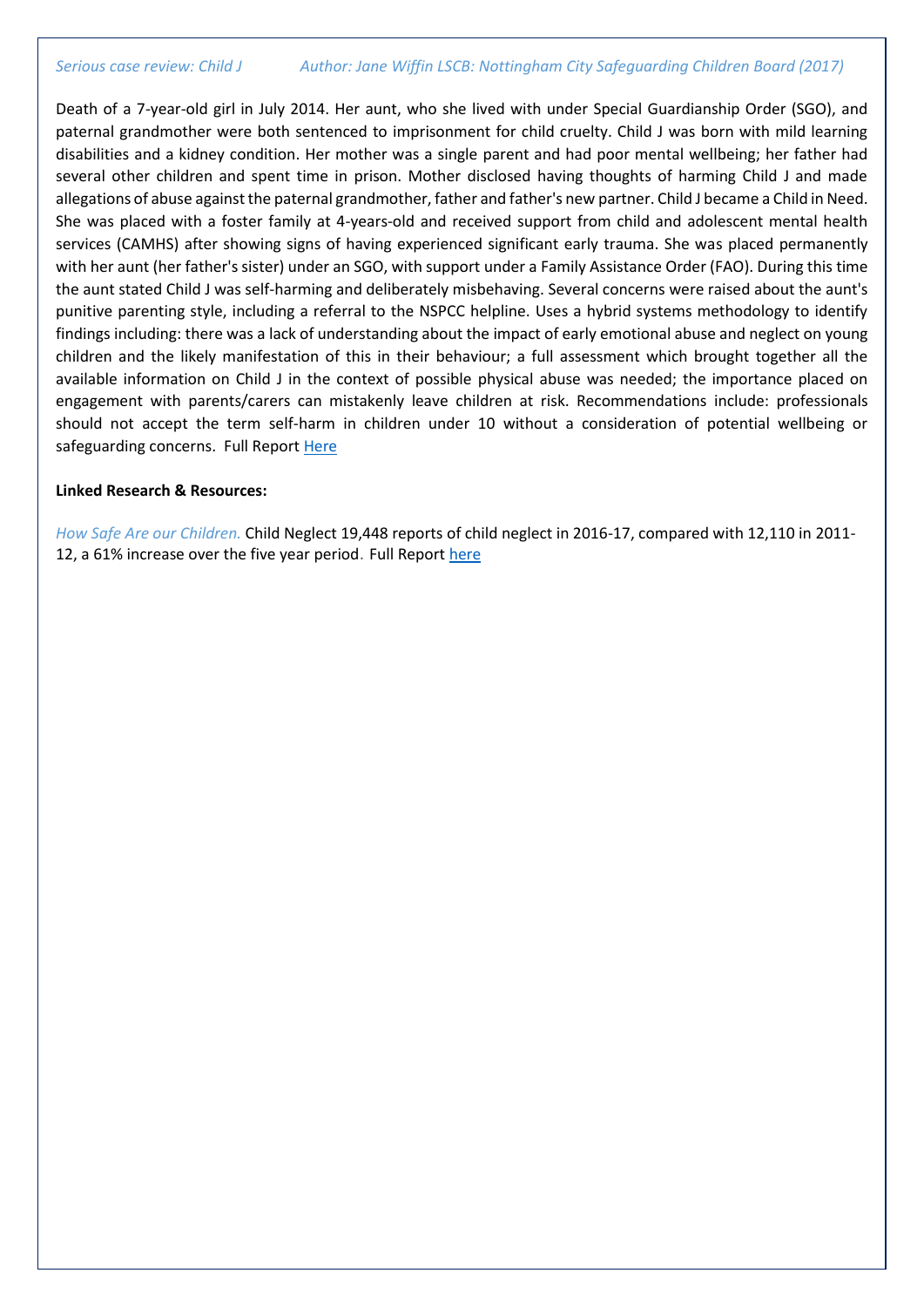*Serious case review: Child J* *Author: Jane Wiffin LSCB: Nottingham City Safeguarding Children Board (2017)*

Death of a 7-year-old girl in July 2014. Her aunt, who she lived with under Special Guardianship Order (SGO), and paternal grandmother were both sentenced to imprisonment for child cruelty. Child J was born with mild learning disabilities and a kidney condition. Her mother was a single parent and had poor mental wellbeing; her father had several other children and spent time in prison. Mother disclosed having thoughts of harming Child J and made allegations of abuse against the paternal grandmother, father and father's new partner. Child J became a Child in Need. She was placed with a foster family at 4-years-old and received support from child and adolescent mental health services (CAMHS) after showing signs of having experienced significant early trauma. She was placed permanently with her aunt (her father's sister) under an SGO, with support under a Family Assistance Order (FAO). During this time the aunt stated Child J was self-harming and deliberately misbehaving. Several concerns were raised about the aunt's punitive parenting style, including a referral to the NSPCC helpline. Uses a hybrid systems methodology to identify findings including: there was a lack of understanding about the impact of early emotional abuse and neglect on young children and the likely manifestation of this in their behaviour; a full assessment which brought together all the available information on Child J in the context of possible physical abuse was needed; the importance placed on engagement with parents/carers can mistakenly leave children at risk. Recommendations include: professionals should not accept the term self-harm in children under 10 without a consideration of potential wellbeing or safeguarding concerns. Full Report Here

**Linked Research & Resources:**

*How Safe Are our Children.* Child Neglect 19,448 reports of child neglect in 2016-17, compared with 12,110 in 2011-12, a 61% increase over the five year period. Full Report here